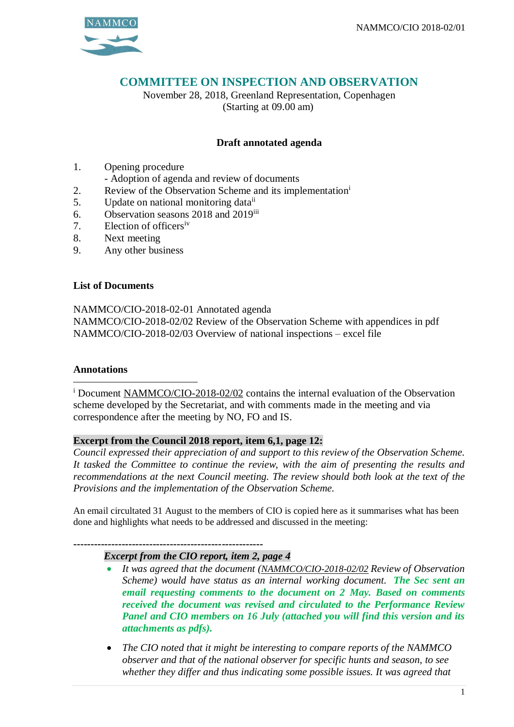NAMMCO/CIO 2018-02/01

# COMMITTEE ON INSPECTION AND OBSERVATION

November 28, 2018, Greenland Representation, Copenhagen
(Starting at 09.00 am)

## Draft annotated agenda

1. Opening procedure
   - Adoption of agenda and review of documents
2. Review of the Observation Scheme and its implementation[i]
5. Update on national monitoring data[ii]
6. Observation seasons 2018 and 2019[iii]
7. Election of officers[iv]
8. Next meeting
9. Any other business

### List of Documents

NAMMCO/CIO-2018-02-01 Annotated agenda
NAMMCO/CIO-2018-02/02 Review of the Observation Scheme with appendices in pdf
NAMMCO/CIO-2018-02/03 Overview of national inspections – excel file

### Annotations

---

[i] Document NAMMCO/CIO-2018-02/02 contains the internal evaluation of the Observation scheme developed by the Secretariat, and with comments made in the meeting and via correspondence after the meeting by NO, FO and IS.

**Excerpt from the Council 2018 report, item 6,1, page 12:**

*Council expressed their appreciation of and support to this review of the Observation Scheme. It tasked the Committee to continue the review, with the aim of presenting the results and recommendations at the next Council meeting. The review should both look at the text of the Provisions and the implementation of the Observation Scheme.*

An email circultated 31 August to the members of CIO is copied here as it summarises what has been done and highlights what needs to be addressed and discussed in the meeting:

------------------------------------------------------

***Excerpt from the CIO report, item 2, page 4***

- *It was agreed that the document (NAMMCO/CIO-2018-02/02 Review of Observation Scheme) would have status as an internal working document.* ***The Sec sent an email requesting comments to the document on 2 May. Based on comments received the document was revised and circulated to the Performance Review Panel and CIO members on 16 July (attached you will find this version and its attachments as pdfs).***

- *The CIO noted that it might be interesting to compare reports of the NAMMCO observer and that of the national observer for specific hunts and season, to see whether they differ and thus indicating some possible issues. It was agreed that*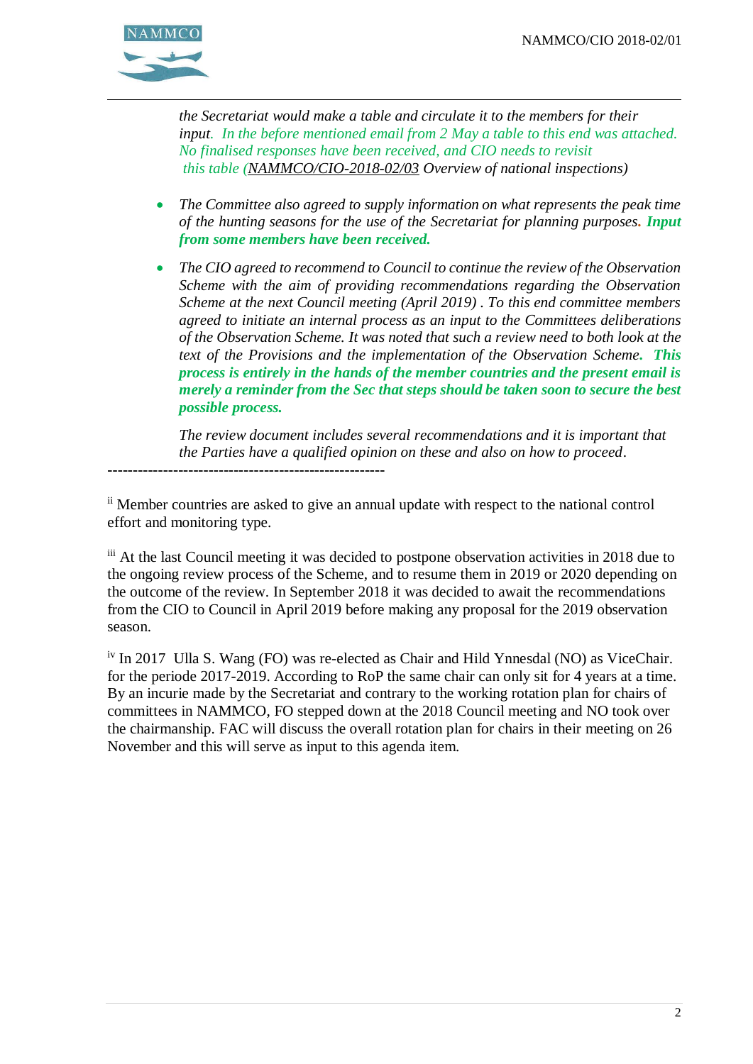*the Secretariat would make a table and circulate it to the members for their input. In the before mentioned email from 2 May a table to this end was attached. No finalised responses have been received, and CIO needs to revisit this table (NAMMCO/CIO-2018-02/03 Overview of national inspections)*

- *The Committee also agreed to supply information on what represents the peak time of the hunting seasons for the use of the Secretariat for planning purposes.* ***Input from some members have been received.***

- *The CIO agreed to recommend to Council to continue the review of the Observation Scheme with the aim of providing recommendations regarding the Observation Scheme at the next Council meeting (April 2019) . To this end committee members agreed to initiate an internal process as an input to the Committees deliberations of the Observation Scheme. It was noted that such a review need to both look at the text of the Provisions and the implementation of the Observation Scheme.* ***This process is entirely in the hands of the member countries and the present email is merely a reminder from the Sec that steps should be taken soon to secure the best possible process.***

  *The review document includes several recommendations and it is important that the Parties have a qualified opinion on these and also on how to proceed.*

------------------------------------------------------

[ii] Member countries are asked to give an annual update with respect to the national control effort and monitoring type.

[iii] At the last Council meeting it was decided to postpone observation activities in 2018 due to the ongoing review process of the Scheme, and to resume them in 2019 or 2020 depending on the outcome of the review. In September 2018 it was decided to await the recommendations from the CIO to Council in April 2019 before making any proposal for the 2019 observation season.

[iv] In 2017 Ulla S. Wang (FO) was re-elected as Chair and Hild Ynnesdal (NO) as ViceChair. for the periode 2017-2019. According to RoP the same chair can only sit for 4 years at a time. By an incurie made by the Secretariat and contrary to the working rotation plan for chairs of committees in NAMMCO, FO stepped down at the 2018 Council meeting and NO took over the chairmanship. FAC will discuss the overall rotation plan for chairs in their meeting on 26 November and this will serve as input to this agenda item.